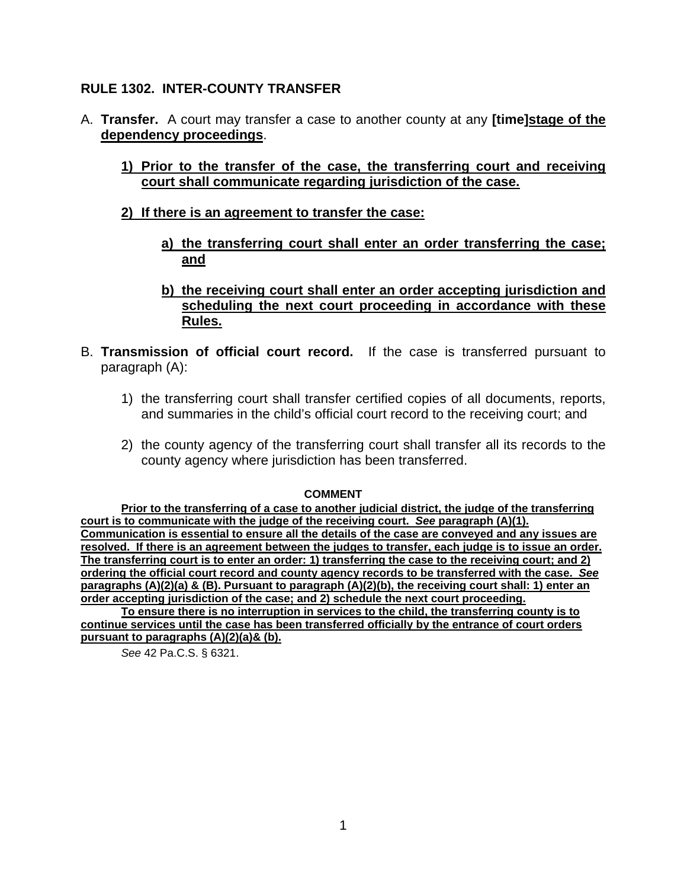## RULE 1302. INTER-COUNTY TRANSFER

A. **Transfer.** A court may transfer a case to another county at any **[time]**<u>**stage of the dependency proceedings**</u>.

   <u>**1) Prior to the transfer of the case, the transferring court and receiving court shall communicate regarding jurisdiction of the case.**</u>

   <u>**2) If there is an agreement to transfer the case:**</u>

      <u>**a) the transferring court shall enter an order transferring the case; and**</u>

      <u>**b) the receiving court shall enter an order accepting jurisdiction and scheduling the next court proceeding in accordance with these Rules.**</u>

B. **Transmission of official court record.** If the case is transferred pursuant to paragraph (A):

   1) the transferring court shall transfer certified copies of all documents, reports, and summaries in the child's official court record to the receiving court; and

   2) the county agency of the transferring court shall transfer all its records to the county agency where jurisdiction has been transferred.

**COMMENT**

<u>**Prior to the transferring of a case to another judicial district, the judge of the transferring court is to communicate with the judge of the receiving court. *See* paragraph (A)(1). Communication is essential to ensure all the details of the case are conveyed and any issues are resolved. If there is an agreement between the judges to transfer, each judge is to issue an order. The transferring court is to enter an order: 1) transferring the case to the receiving court; and 2) ordering the official court record and county agency records to be transferred with the case. *See* paragraphs (A)(2)(a) & (B). Pursuant to paragraph (A)(2)(b), the receiving court shall: 1) enter an order accepting jurisdiction of the case; and 2) schedule the next court proceeding.**</u>

<u>**To ensure there is no interruption in services to the child, the transferring county is to continue services until the case has been transferred officially by the entrance of court orders pursuant to paragraphs (A)(2)(a)& (b).**</u>

*See* 42 Pa.C.S. § 6321.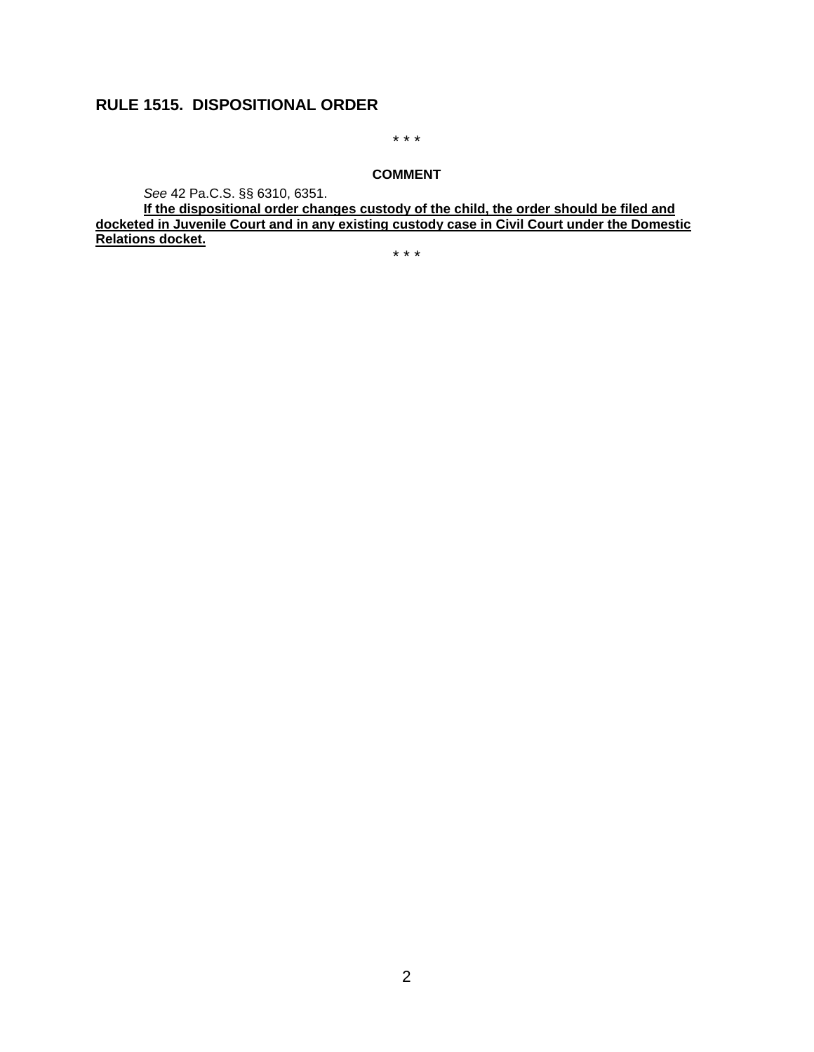## RULE 1515. DISPOSITIONAL ORDER

\* \* \*

**COMMENT**

*See* 42 Pa.C.S. §§ 6310, 6351.

**<u>If the dispositional order changes custody of the child, the order should be filed and docketed in Juvenile Court and in any existing custody case in Civil Court under the Domestic Relations docket.</u>**

\* \* \*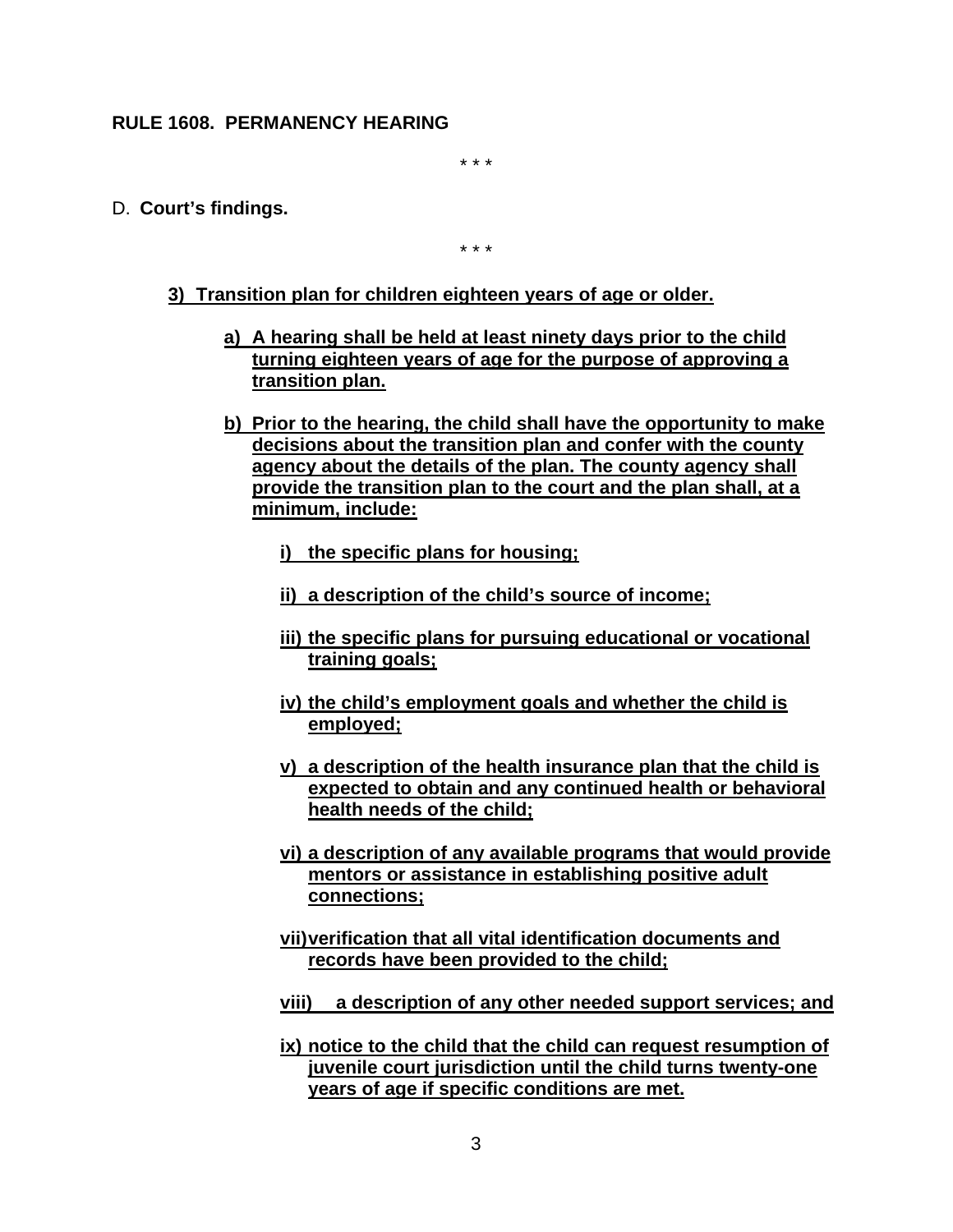**RULE 1608. PERMANENCY HEARING**

\* \* \*

D. **Court's findings.**

\* \* \*

**3) Transition plan for children eighteen years of age or older.**

**a) A hearing shall be held at least ninety days prior to the child turning eighteen years of age for the purpose of approving a transition plan.**

**b) Prior to the hearing, the child shall have the opportunity to make decisions about the transition plan and confer with the county agency about the details of the plan. The county agency shall provide the transition plan to the court and the plan shall, at a minimum, include:**

**i) the specific plans for housing;**

**ii) a description of the child's source of income;**

**iii) the specific plans for pursuing educational or vocational training goals;**

**iv) the child's employment goals and whether the child is employed;**

**v) a description of the health insurance plan that the child is expected to obtain and any continued health or behavioral health needs of the child;**

**vi) a description of any available programs that would provide mentors or assistance in establishing positive adult connections;**

**vii) verification that all vital identification documents and records have been provided to the child;**

**viii) a description of any other needed support services; and**

**ix) notice to the child that the child can request resumption of juvenile court jurisdiction until the child turns twenty-one years of age if specific conditions are met.**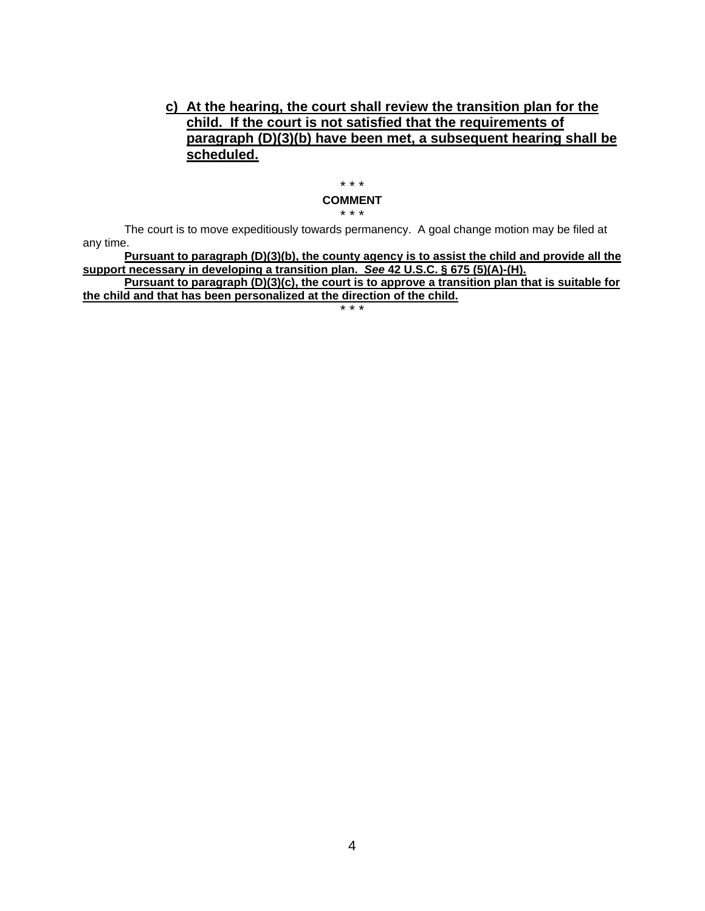**c) At the hearing, the court shall review the transition plan for the child. If the court is not satisfied that the requirements of paragraph (D)(3)(b) have been met, a subsequent hearing shall be scheduled.**

\* \* \*

**COMMENT**

\* \* \*

The court is to move expeditiously towards permanency. A goal change motion may be filed at any time.

**Pursuant to paragraph (D)(3)(b), the county agency is to assist the child and provide all the support necessary in developing a transition plan. *See* 42 U.S.C. § 675 (5)(A)-(H).**

**Pursuant to paragraph (D)(3)(c), the court is to approve a transition plan that is suitable for the child and that has been personalized at the direction of the child.**

\* \* \*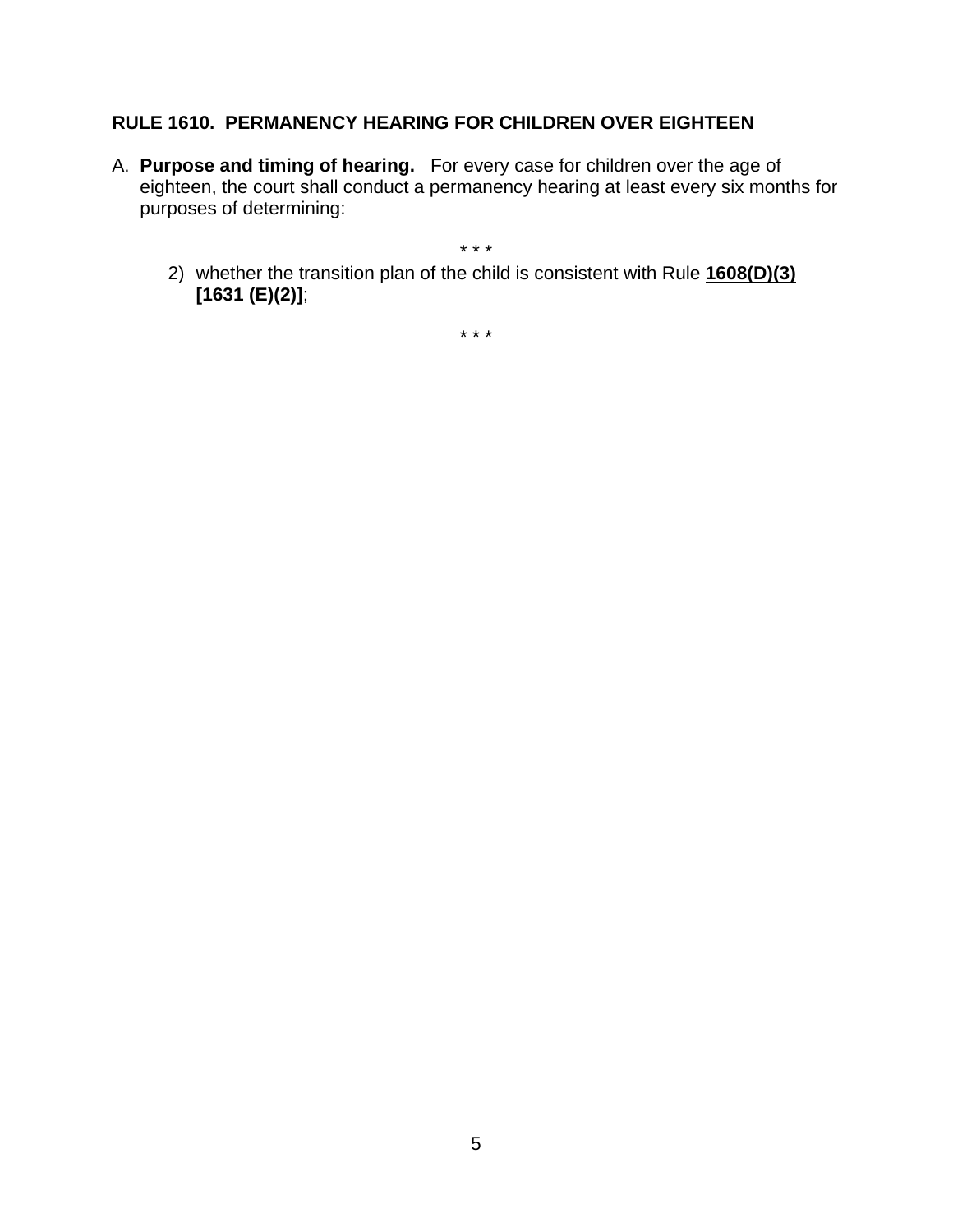**RULE 1610. PERMANENCY HEARING FOR CHILDREN OVER EIGHTEEN**

A. **Purpose and timing of hearing.** For every case for children over the age of eighteen, the court shall conduct a permanency hearing at least every six months for purposes of determining:

\* \* \*

2) whether the transition plan of the child is consistent with Rule **<u>1608(D)(3)</u>** **[1631 (E)(2)]**;

\* \* \*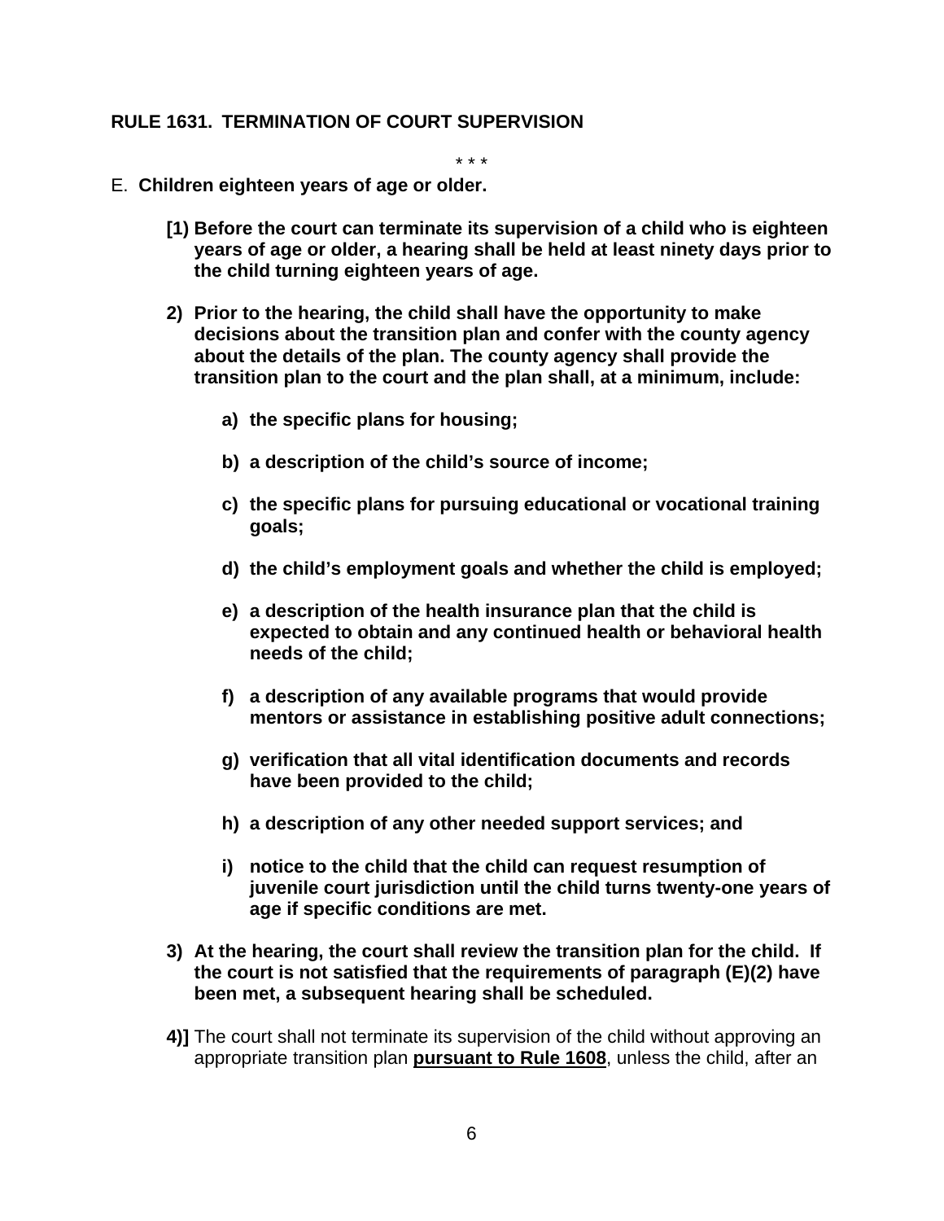**RULE 1631. TERMINATION OF COURT SUPERVISION**

\* \* \*

E. **Children eighteen years of age or older.**

**[1) Before the court can terminate its supervision of a child who is eighteen years of age or older, a hearing shall be held at least ninety days prior to the child turning eighteen years of age.**

**2) Prior to the hearing, the child shall have the opportunity to make decisions about the transition plan and confer with the county agency about the details of the plan. The county agency shall provide the transition plan to the court and the plan shall, at a minimum, include:**

**a) the specific plans for housing;**

**b) a description of the child's source of income;**

**c) the specific plans for pursuing educational or vocational training goals;**

**d) the child's employment goals and whether the child is employed;**

**e) a description of the health insurance plan that the child is expected to obtain and any continued health or behavioral health needs of the child;**

**f) a description of any available programs that would provide mentors or assistance in establishing positive adult connections;**

**g) verification that all vital identification documents and records have been provided to the child;**

**h) a description of any other needed support services; and**

**i) notice to the child that the child can request resumption of juvenile court jurisdiction until the child turns twenty-one years of age if specific conditions are met.**

**3) At the hearing, the court shall review the transition plan for the child. If the court is not satisfied that the requirements of paragraph (E)(2) have been met, a subsequent hearing shall be scheduled.**

**4)]** The court shall not terminate its supervision of the child without approving an appropriate transition plan <u>**pursuant to Rule 1608**</u>, unless the child, after an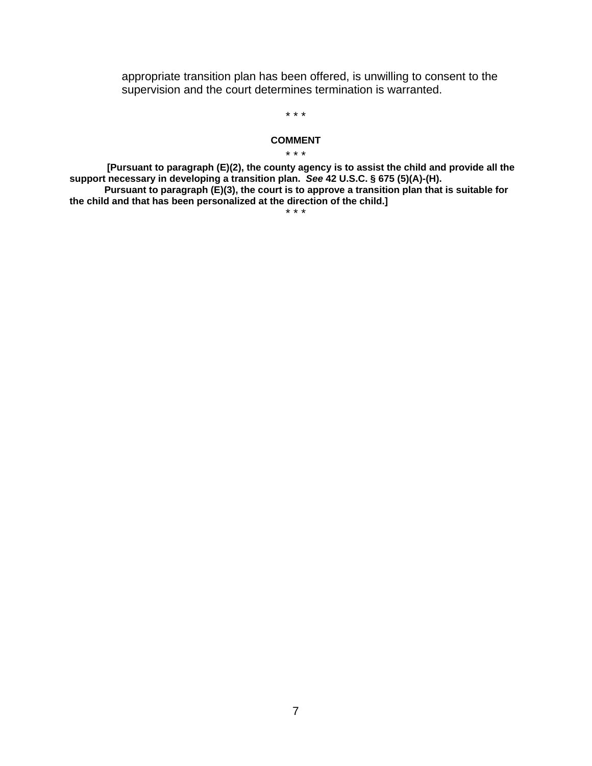appropriate transition plan has been offered, is unwilling to consent to the supervision and the court determines termination is warranted.

* * *

**COMMENT**

* * *

**[Pursuant to paragraph (E)(2), the county agency is to assist the child and provide all the support necessary in developing a transition plan. *See* 42 U.S.C. § 675 (5)(A)-(H).**

**Pursuant to paragraph (E)(3), the court is to approve a transition plan that is suitable for the child and that has been personalized at the direction of the child.]**

* * *